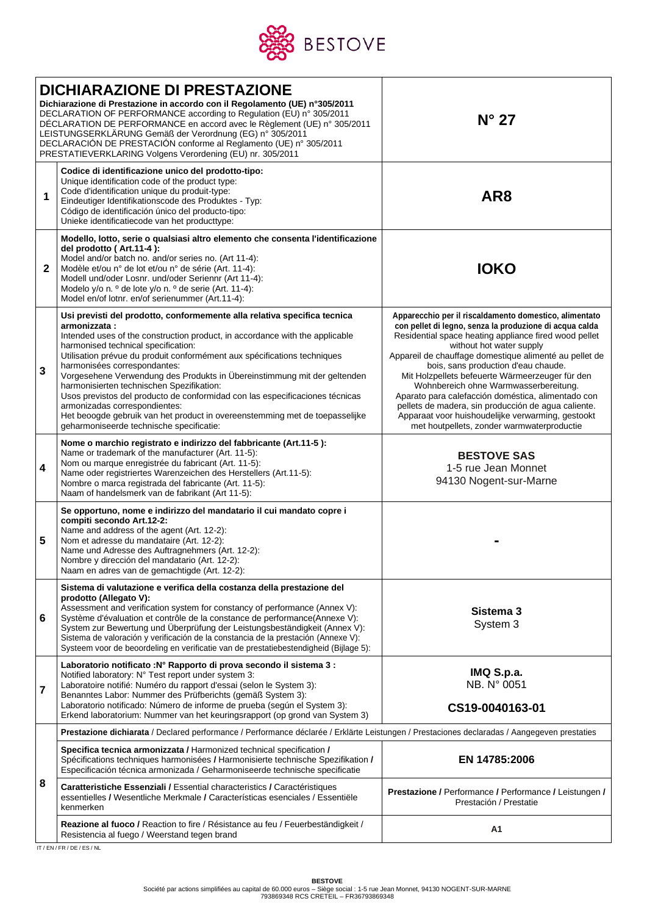BESTOVE

# DICHIARAZIONE DI PRESTAZIONE

**Dichiarazione di Prestazione in accordo con il Regolamento (UE) n°305/2011**
DECLARATION OF PERFORMANCE according to Regulation (EU) n° 305/2011
DÉCLARATION DE PERFORMANCE en accord avec le Règlement (UE) n° 305/2011
LEISTUNGSERKLÄRUNG Gemäß der Verordnung (EG) n° 305/2011
DECLARACIÓN DE PRESTACIÓN conforme al Reglamento (UE) n° 305/2011
PRESTATIEVERKLARING Volgens Verordening (EU) nr. 305/2011

**N° 27**

| | | |
|---|---|---|
| **1** | **Codice di identificazione unico del prodotto-tipo:** Unique identification code of the product type: Code d'identification unique du produit-type: Eindeutiger Identifikationscode des Produktes - Typ: Código de identificación único del producto-tipo: Unieke identificatiecode van het producttype: | **AR8** |
| **2** | **Modello, lotto, serie o qualsiasi altro elemento che consenta l'identificazione del prodotto ( Art.11-4 ):** Model and/or batch no. and/or series no. (Art 11-4): Modèle et/ou n° de lot et/ou n° de série (Art. 11-4): Modell und/oder Losnr. und/oder Seriennr (Art 11-4): Modelo y/o n. º de lote y/o n. º de serie (Art. 11-4): Model en/of lotnr. en/of serienummer (Art.11-4): | **IOKO** |
| **3** | **Usi previsti del prodotto, conformemente alla relativa specifica tecnica armonizzata :** Intended uses of the construction product, in accordance with the applicable harmonised technical specification: Utilisation prévue du produit conformément aux spécifications techniques harmonisées correspondantes: Vorgesehene Verwendung des Produkts in Übereinstimmung mit der geltenden harmonisierten technischen Spezifikation: Usos previstos del producto de conformidad con las especificaciones técnicas armonizadas correspondientes: Het beoogde gebruik van het product in overeenstemming met de toepasselijke geharmoniseerde technische specificatie: | **Apparecchio per il riscaldamento domestico, alimentato con pellet di legno, senza la produzione di acqua calda** Residential space heating appliance fired wood pellet without hot water supply Appareil de chauffage domestique alimenté au pellet de bois, sans production d'eau chaude. Mit Holzpellets befeuerte Wärmeerzeuger für den Wohnbereich ohne Warmwasserbereitung. Aparato para calefacción doméstica, alimentado con pellets de madera, sin producción de agua caliente. Apparaat voor huishoudelijke verwarming, gestookt met houtpellets, zonder warmwaterproductie |
| **4** | **Nome o marchio registrato e indirizzo del fabbricante (Art.11-5 ):** Name or trademark of the manufacturer (Art. 11-5): Nom ou marque enregistrée du fabricant (Art. 11-5): Name oder registriertes Warenzeichen des Herstellers (Art.11-5): Nombre o marca registrada del fabricante (Art. 11-5): Naam of handelsmerk van de fabrikant (Art 11-5): | **BESTOVE SAS** 1-5 rue Jean Monnet 94130 Nogent-sur-Marne |
| **5** | **Se opportuno, nome e indirizzo del mandatario il cui mandato copre i compiti secondo Art.12-2:** Name and address of the agent (Art. 12-2): Nom et adresse du mandataire (Art. 12-2): Name und Adresse des Auftragnehmers (Art. 12-2): Nombre y dirección del mandatario (Art. 12-2): Naam en adres van de gemachtigde (Art. 12-2): | **-** |
| **6** | **Sistema di valutazione e verifica della costanza della prestazione del prodotto (Allegato V):** Assessment and verification system for constancy of performance (Annex V): Système d'évaluation et contrôle de la constance de performance(Annexe V): System zur Bewertung und Überprüfung der Leistungsbeständigkeit (Annex V): Sistema de valoración y verificación de la constancia de la prestación (Annexe V): Systeem voor de beoordeling en verificatie van de prestatiebestendigheid (Bijlage 5): | **Sistema 3** System 3 |
| **7** | **Laboratorio notificato :N° Rapporto di prova secondo il sistema 3 :** Notified laboratory: N° Test report under system 3: Laboratoire notifié: Numéro du rapport d'essai (selon le System 3): Benanntes Labor: Nummer des Prüfberichts (gemäß System 3): Laboratorio notificado: Número de informe de prueba (según el System 3): Erkend laboratorium: Nummer van het keuringsrapport (op grond van System 3) | **IMQ S.p.a.** NB. N° 0051 **CS19-0040163-01** |
| **8** | **Prestazione dichiarata** / Declared performance / Performance déclarée / Erklärte Leistungen / Prestaciones declaradas / Aangegeven prestaties | |
| | **Specifica tecnica armonizzata /** Harmonized technical specification **/** Spécifications techniques harmonisées **/** Harmonisierte technische Spezifikation **/** Especificación técnica armonizada / Geharmoniseerde technische specificatie | **EN 14785:2006** |
| | **Caratteristiche Essenziali /** Essential characteristics **/** Caractéristiques essentielles **/** Wesentliche Merkmale **/** Características esenciales / Essentiële kenmerken | **Prestazione /** Performance **/** Performance **/** Leistungen **/** Prestación / Prestatie |
| | **Reazione al fuoco /** Reaction to fire / Résistance au feu / Feuerbeständigkeit / Resistencia al fuego / Weerstand tegen brand | **A1** |

IT / EN / FR / DE / ES / NL

**BESTOVE**
Société par actions simplifiées au capital de 60.000 euros – Siège social : 1-5 rue Jean Monnet, 94130 NOGENT-SUR-MARNE
793869348 RCS CRETEIL – FR36793869348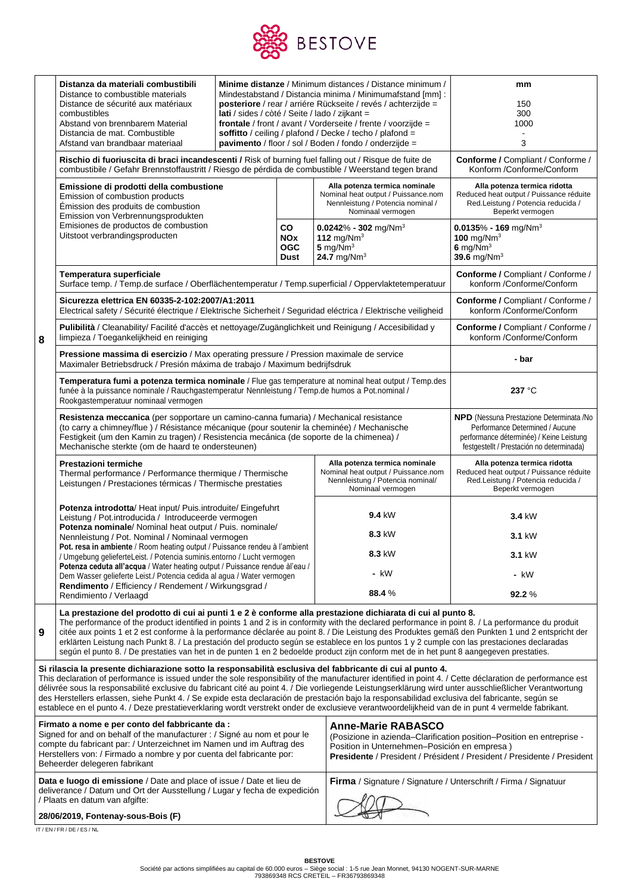BESTOVE

| | | | | | |
|---|---|---|---|---|---|
| 8 | **Distanza da materiali combustibili** Distance to combustible materials / Distance de sécurité aux matériaux combustibles / Abstand von brennbarem Material / Distancia de mat. Combustible / Afstand van brandbaar materiaal | **Minime distanze** / Minimum distances / Distance minimum / Mindestabstand / Distancia minima / Minimumafstand [mm] : **posteriore** / rear / arriére Rückseite / revés / achterzijde = **lati** / sides / còté / Seite / lado / zijkant = **frontale** / front / avant / Vorderseite / frente / voorzijde = **soffitto** / ceiling / plafond / Decke / techo / plafond = **pavimento** / floor / sol / Boden / fondo / onderzijde = | | | **mm** 150 300 1000 - 3 |
| | **Rischio di fuoriuscita di braci incandescenti /** Risk of burning fuel falling out / Risque de fuite de combustibile / Gefahr Brennstoffaustritt / Riesgo de pérdida de combustible / Weerstand tegen brand | | | | **Conforme /** Compliant / Conforme / Konform /Conforme/Conform |
| | **Emissione di prodotti della combustione** Emission of combustion products / Émission des produits de combustion / Emission von Verbrennungsprodukten / Emisiones de productos de combustion / Uitstoot verbrandingsproducten | | CO NOx OGC Dust | **Alla potenza termica nominale** Nominal heat output / Puissance.nom Nennleistung / Potencia nominal / Nominaal vermogen **0.0242**% - **302** mg/Nm³ **112** mg/Nm³ **5** mg/Nm³ **24.7** mg/Nm³ | **Alla potenza termica ridotta** Reduced heat output / Puissance réduite Red.Leistung / Potencia reducida / Beperkt vermogen **0.0135**% - **169** mg/Nm³ **100** mg/Nm³ **6** mg/Nm³ **39.6** mg/Nm³ |
| | **Temperatura superficiale** Surface temp. / Temp.de surface / Oberflächentemperatur / Temp.superficial / Oppervlaktetemperatuur | | | | **Conforme /** Compliant / Conforme / konform /Conforme/Conform |
| | **Sicurezza elettrica EN 60335-2-102:2007/A1:2011** Electrical safety / Sécurité électrique / Elektrische Sicherheit / Seguridad eléctrica / Elektrische veiligheid | | | | **Conforme /** Compliant / Conforme / konform /Conforme/Conform |
| | **Pulibilità** / Cleanability/ Facilité d'accès et nettoyage/Zugänglichkeit und Reinigung / Accesibilidad y limpieza / Toegankelijkheid en reiniging | | | | **Conforme /** Compliant / Conforme / konform /Conforme/Conform |
| | **Pressione massima di esercizio** / Max operating pressure / Pression maximale de service Maximaler Betriebsdruck / Presión máxima de trabajo / Maximum bedrijfsdruk | | | | **- bar** |
| | **Temperatura fumi a potenza termica nominale** / Flue gas temperature at nominal heat output / Temp.des funée à la puissance nominale / Rauchgastemperatur Nennleistung / Temp.de humos a Pot.nominal / Rookgastemperatuur nominaal vermogen | | | | **237** °C |
| | **Resistenza meccanica** (per sopportare un camino-canna fumaria) / Mechanical resistance (to carry a chimney/flue ) / Résistance mécanique (pour soutenir la cheminée) / Mechanische Festigkeit (um den Kamin zu tragen) / Resistencia mecánica (de soporte de la chimenea) / Mechanische sterkte (om de haard te ondersteunen) | | | | **NPD** (Nessuna Prestazione Determinata /No Performance Determined / Aucune performance déterminée) / Keine Leistung festgestellt / Prestación no determinada) |
| | **Prestazioni termiche** Thermal performance / Performance thermique / Thermische Leistungen / Prestaciones térmicas / Thermische prestaties | | | **Alla potenza termica nominale** Nominal heat output / Puissance.nom Nennleistung / Potencia nominal/ Nominaal vermogen | **Alla potenza termica ridotta** Reduced heat output / Puissance réduite Red.Leistung / Potencia reducida / Beperkt vermogen |
| | **Potenza introdotta**/ Heat input/ Puis.introduite/ Eingefuhrt Leistung / Pot.introducida / Introduceerde vermogen | | | **9.4** kW | **3.4** kW |
| | **Potenza nominale**/ Nominal heat output / Puis. nominale/ Nennleistung / Pot. Nominal / Nominaal vermogen | | | **8.3** kW | **3.1** kW |
| | **Pot. resa in ambiente** / Room heating output / Puissance rendeu à l'ambient / Umgebung gelieferteLeist. / Potencia suminis.entorno / Lucht vermogen | | | **8.3** kW | **3.1** kW |
| | **Potenza ceduta all'acqua** / Water heating output / Puissance rendue àl'eau / Dem Wasser gelieferte Leist./ Potencia cedida al agua / Water vermogen | | | **-** kW | **-** kW |
| | **Rendimento** / Efficiency / Rendement / Wirkungsgrad / Rendimiento / Verlaagd | | | **88.4** % | **92.2** % |
| 9 | **La prestazione del prodotto di cui ai punti 1 e 2 è conforme alla prestazione dichiarata di cui al punto 8.** The performance of the product identified in points 1 and 2 is in conformity with the declared performance in point 8. / La performance du produit citée aux points 1 et 2 est conforme à la performance déclarée au point 8. / Die Leistung des Produktes gemäß den Punkten 1 und 2 entspricht der erklärten Leistung nach Punkt 8. / La prestación del producto según se establece en los puntos 1 y 2 cumple con las prestaciones declaradas según el punto 8. / De prestaties van het in de punten 1 en 2 bedoelde product zijn conform met de in hert punt 8 aangegeven prestaties. | | | | |

**Si rilascia la presente dichiarazione sotto la responsabilità esclusiva del fabbricante di cui al punto 4.**
This declaration of performance is issued under the sole responsibility of the manufacturer identified in point 4. / Cette déclaration de performance est délivrée sous la responsabilité exclusive du fabricant cité au point 4. / Die vorliegende Leistungserklärung wird unter ausschließlicher Verantwortung des Herstellers erlassen, siehe Punkt 4. / Se expide esta declaración de prestación bajo la responsabilidad exclusiva del fabricante, según se establece en el punto 4. / Deze prestatieverklaring wordt verstrekt onder de exclusieve verantwoordelijkheid van de in punt 4 vermelde fabrikant.

| | |
|---|---|
| **Firmato a nome e per conto del fabbricante da :** Signed for and on behalf of the manufacturer : / Signé au nom et pour le compte du fabricant par: / Unterzeichnet im Namen und im Auftrag des Herstellers von: / Firmado a nombre y por cuenta del fabricante por: Beheerder delegeren fabrikant | **Anne-Marie RABASCO** (Posizione in azienda–Clarification position–Position en entreprise - Position in Unternehmen–Posición en empresa ) **Presidente** / President / Président / President / Presidente / President |
| **Data e luogo di emissione** / Date and place of issue / Date et lieu de deliverance / Datum und Ort der Ausstellung / Lugar y fecha de expedición / Plaats en datum van afgifte: **28/06/2019, Fontenay-sous-Bois (F)** | **Firma** / Signature / Signature / Unterschrift / Firma / Signatuur |

IT / EN / FR / DE / ES / NL

**BESTOVE**
Société par actions simplifiées au capital de 60.000 euros – Siège social : 1-5 rue Jean Monnet, 94130 NOGENT-SUR-MARNE
793869348 RCS CRETEIL – FR36793869348